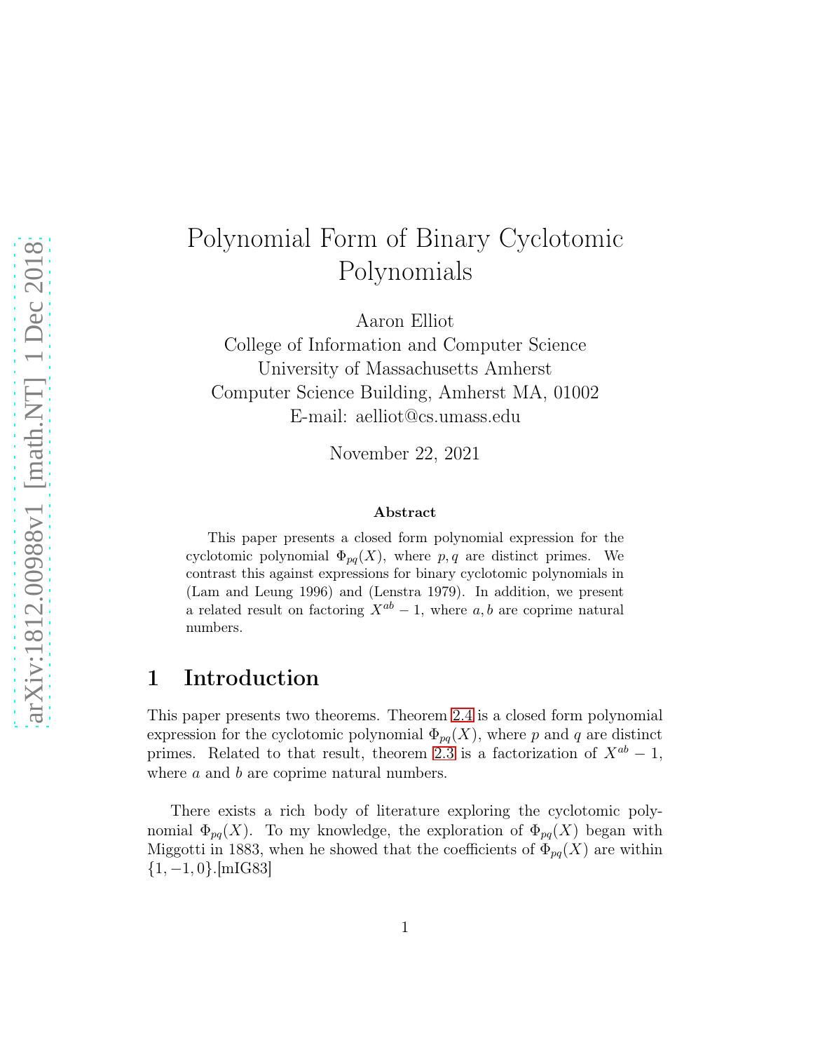# Polynomial Form of Binary Cyclotomic Polynomials

Aaron Elliot
College of Information and Computer Science
University of Massachusetts Amherst
Computer Science Building, Amherst MA, 01002
E-mail: aelliot@cs.umass.edu

November 22, 2021

**Abstract**

This paper presents a closed form polynomial expression for the cyclotomic polynomial $\Phi_{pq}(X)$, where $p, q$ are distinct primes. We contrast this against expressions for binary cyclotomic polynomials in (Lam and Leung 1996) and (Lenstra 1979). In addition, we present a related result on factoring $X^{ab} - 1$, where $a, b$ are coprime natural numbers.

## 1 Introduction

This paper presents two theorems. Theorem 2.4 is a closed form polynomial expression for the cyclotomic polynomial $\Phi_{pq}(X)$, where $p$ and $q$ are distinct primes. Related to that result, theorem 2.3 is a factorization of $X^{ab} - 1$, where $a$ and $b$ are coprime natural numbers.

There exists a rich body of literature exploring the cyclotomic polynomial $\Phi_{pq}(X)$. To my knowledge, the exploration of $\Phi_{pq}(X)$ began with Miggotti in 1883, when he showed that the coefficients of $\Phi_{pq}(X)$ are within $\{1, -1, 0\}$.[mIG83]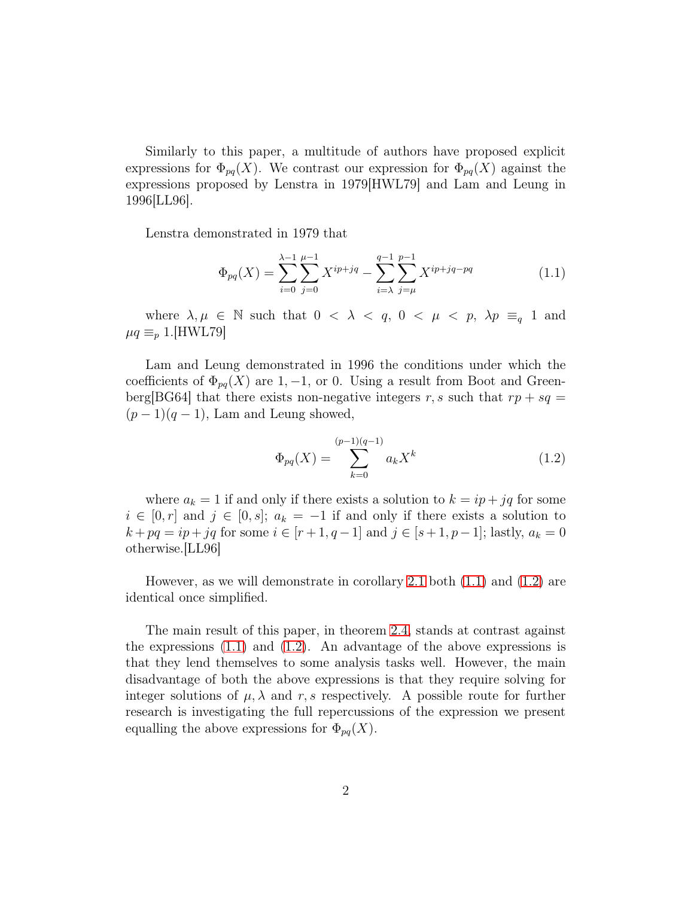Similarly to this paper, a multitude of authors have proposed explicit expressions for $\Phi_{pq}(X)$. We contrast our expression for $\Phi_{pq}(X)$ against the expressions proposed by Lenstra in 1979[HWL79] and Lam and Leung in 1996[LL96].

Lenstra demonstrated in 1979 that

$$\Phi_{pq}(X) = \sum_{i=0}^{\lambda-1}\sum_{j=0}^{\mu-1} X^{ip+jq} - \sum_{i=\lambda}^{q-1}\sum_{j=\mu}^{p-1} X^{ip+jq-pq} \tag{1.1}$$

where $\lambda, \mu \in \mathbb{N}$ such that $0 < \lambda < q$, $0 < \mu < p$, $\lambda p \equiv_q 1$ and $\mu q \equiv_p 1$.[HWL79]

Lam and Leung demonstrated in 1996 the conditions under which the coefficients of $\Phi_{pq}(X)$ are $1, -1$, or $0$. Using a result from Boot and Greenberg[BG64] that there exists non-negative integers $r, s$ such that $rp + sq = (p-1)(q-1)$, Lam and Leung showed,

$$\Phi_{pq}(X) = \sum_{k=0}^{(p-1)(q-1)} a_k X^k \tag{1.2}$$

where $a_k = 1$ if and only if there exists a solution to $k = ip + jq$ for some $i \in [0, r]$ and $j \in [0, s]$; $a_k = -1$ if and only if there exists a solution to $k + pq = ip + jq$ for some $i \in [r+1, q-1]$ and $j \in [s+1, p-1]$; lastly, $a_k = 0$ otherwise.[LL96]

However, as we will demonstrate in corollary 2.1 both (1.1) and (1.2) are identical once simplified.

The main result of this paper, in theorem 2.4, stands at contrast against the expressions (1.1) and (1.2). An advantage of the above expressions is that they lend themselves to some analysis tasks well. However, the main disadvantage of both the above expressions is that they require solving for integer solutions of $\mu, \lambda$ and $r, s$ respectively. A possible route for further research is investigating the full repercussions of the expression we present equalling the above expressions for $\Phi_{pq}(X)$.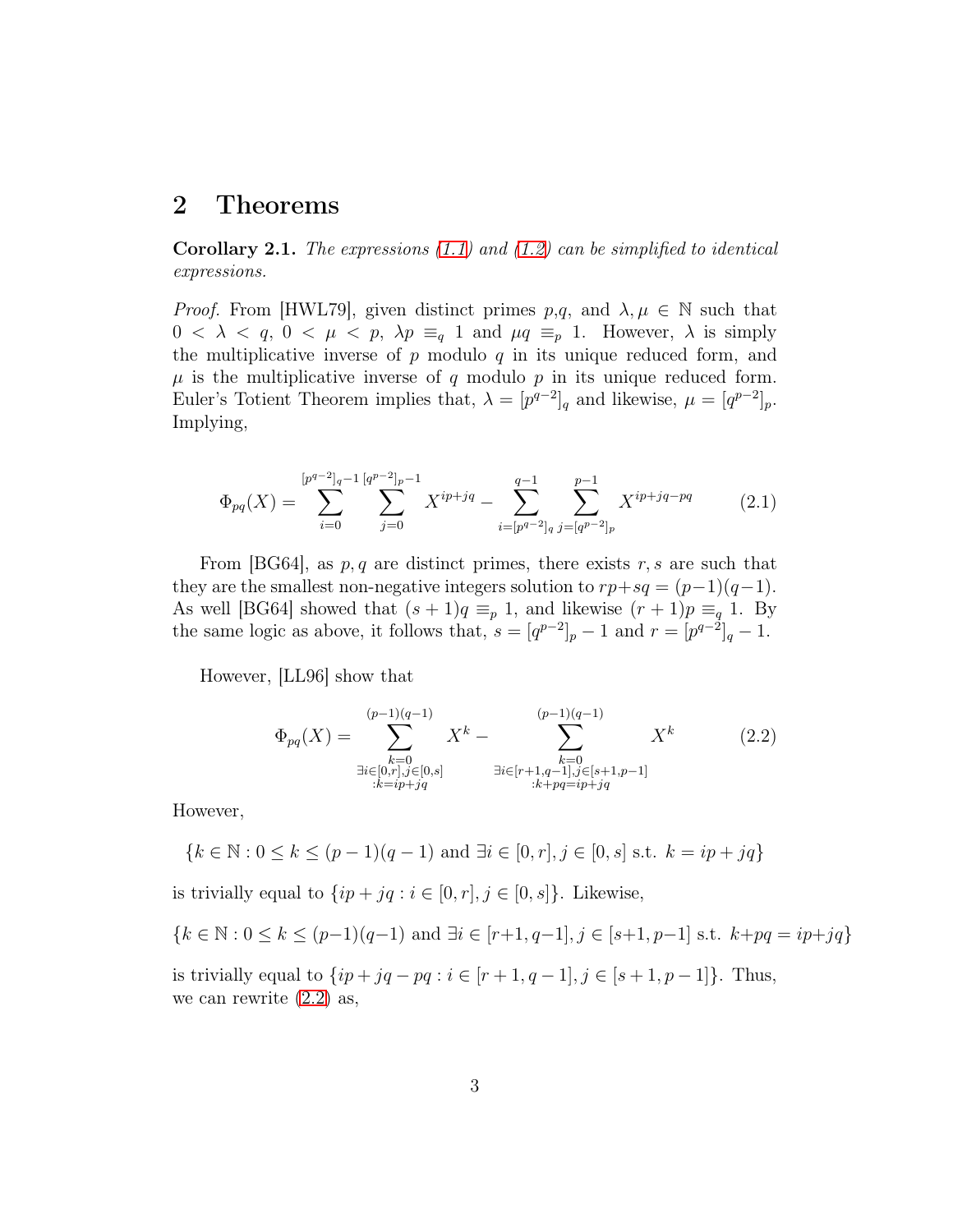## 2 Theorems

**Corollary 2.1.** *The expressions (1.1) and (1.2) can be simplified to identical expressions.*

*Proof.* From [HWL79], given distinct primes $p$,$q$, and $\lambda, \mu \in \mathbb{N}$ such that $0 < \lambda < q$, $0 < \mu < p$, $\lambda p \equiv_q 1$ and $\mu q \equiv_p 1$. However, $\lambda$ is simply the multiplicative inverse of $p$ modulo $q$ in its unique reduced form, and $\mu$ is the multiplicative inverse of $q$ modulo $p$ in its unique reduced form. Euler's Totient Theorem implies that, $\lambda = [p^{q-2}]_q$ and likewise, $\mu = [q^{p-2}]_p$. Implying,

$$\Phi_{pq}(X) = \sum_{i=0}^{[p^{q-2}]_q - 1} \sum_{j=0}^{[q^{p-2}]_p - 1} X^{ip+jq} - \sum_{i=[p^{q-2}]_q}^{q-1} \sum_{j=[q^{p-2}]_p}^{p-1} X^{ip+jq-pq} \tag{2.1}$$

From [BG64], as $p, q$ are distinct primes, there exists $r, s$ are such that they are the smallest non-negative integers solution to $rp+sq = (p-1)(q-1)$. As well [BG64] showed that $(s+1)q \equiv_p 1$, and likewise $(r+1)p \equiv_q 1$. By the same logic as above, it follows that, $s = [q^{p-2}]_p - 1$ and $r = [p^{q-2}]_q - 1$.

However, [LL96] show that

$$\Phi_{pq}(X) = \sum_{\substack{k=0 \\ \exists i \in [0,r], j \in [0,s] \\ : k = ip+jq}}^{(p-1)(q-1)} X^k - \sum_{\substack{k=0 \\ \exists i \in [r+1, q-1], j \in [s+1, p-1] \\ : k+pq = ip+jq}}^{(p-1)(q-1)} X^k \tag{2.2}$$

However,

$$\{k \in \mathbb{N} : 0 \leq k \leq (p-1)(q-1) \text{ and } \exists i \in [0,r], j \in [0,s] \text{ s.t. } k = ip+jq\}$$

is trivially equal to $\{ip+jq : i \in [0,r], j \in [0,s]\}$. Likewise,

$$\{k \in \mathbb{N} : 0 \leq k \leq (p-1)(q-1) \text{ and } \exists i \in [r+1, q-1], j \in [s+1, p-1] \text{ s.t. } k+pq = ip+jq\}$$

is trivially equal to $\{ip+jq-pq : i \in [r+1, q-1], j \in [s+1, p-1]\}$. Thus, we can rewrite (2.2) as,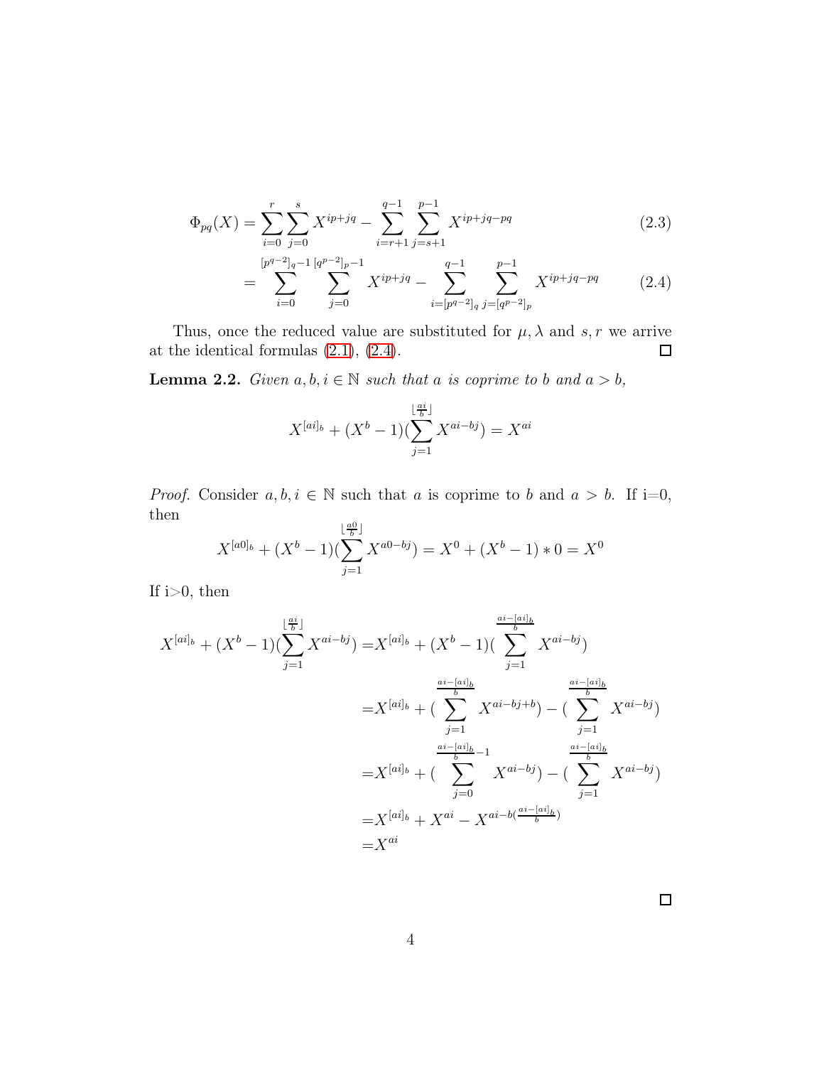$$
\begin{aligned}
\Phi_{pq}(X) &= \sum_{i=0}^{r}\sum_{j=0}^{s} X^{ip+jq} - \sum_{i=r+1}^{q-1}\sum_{j=s+1}^{p-1} X^{ip+jq-pq} && (2.3)\\
&= \sum_{i=0}^{[p^{q-2}]_q-1}\sum_{j=0}^{[q^{p-2}]_p-1} X^{ip+jq} - \sum_{i=[p^{q-2}]_q}^{q-1}\sum_{j=[q^{p-2}]_p}^{p-1} X^{ip+jq-pq} && (2.4)
\end{aligned}
$$

Thus, once the reduced value are substituted for $\mu, \lambda$ and $s, r$ we arrive at the identical formulas (2.1), (2.4). $\square$

**Lemma 2.2.** *Given $a, b, i \in \mathbb{N}$ such that $a$ is coprime to $b$ and $a > b$,*

$$
X^{[ai]_b} + (X^b - 1)(\sum_{j=1}^{\lfloor \frac{ai}{b} \rfloor} X^{ai-bj}) = X^{ai}
$$

*Proof.* Consider $a, b, i \in \mathbb{N}$ such that $a$ is coprime to $b$ and $a > b$. If i=0, then

$$
X^{[a0]_b} + (X^b - 1)(\sum_{j=1}^{\lfloor \frac{a0}{b} \rfloor} X^{a0-bj}) = X^0 + (X^b - 1) * 0 = X^0
$$

If i>0, then

$$
\begin{aligned}
X^{[ai]_b} + (X^b - 1)(\sum_{j=1}^{\lfloor \frac{ai}{b} \rfloor} X^{ai-bj}) =& X^{[ai]_b} + (X^b - 1)(\sum_{j=1}^{\frac{ai-[ai]_b}{b}} X^{ai-bj})\\
=& X^{[ai]_b} + (\sum_{j=1}^{\frac{ai-[ai]_b}{b}} X^{ai-bj+b}) - (\sum_{j=1}^{\frac{ai-[ai]_b}{b}} X^{ai-bj})\\
=& X^{[ai]_b} + (\sum_{j=0}^{\frac{ai-[ai]_b}{b}-1} X^{ai-bj}) - (\sum_{j=1}^{\frac{ai-[ai]_b}{b}} X^{ai-bj})\\
=& X^{[ai]_b} + X^{ai} - X^{ai-b(\frac{ai-[ai]_b}{b})}\\
=& X^{ai}
\end{aligned}
$$

$\square$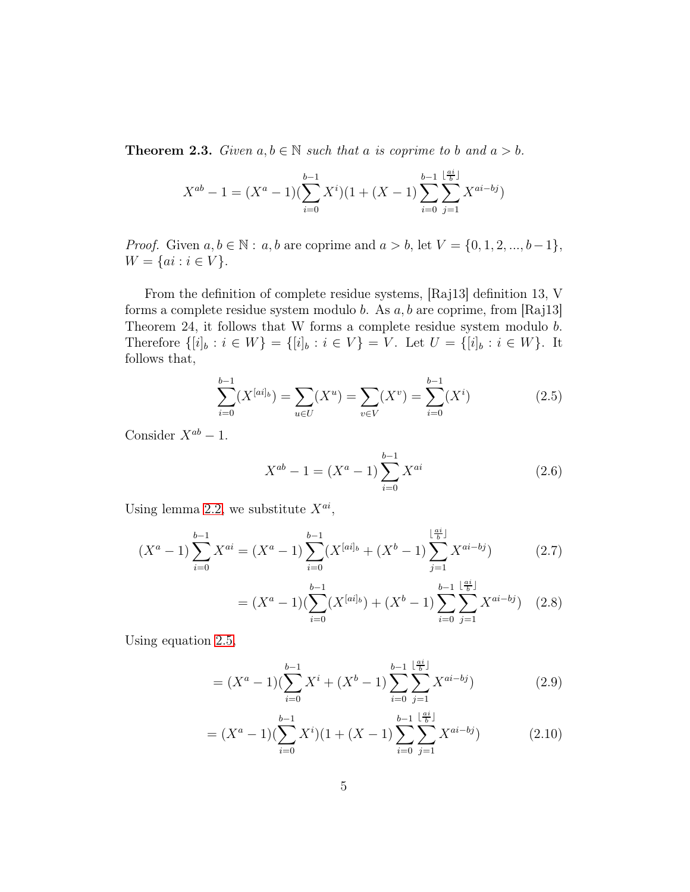**Theorem 2.3.** *Given $a, b \in \mathbb{N}$ such that $a$ is coprime to $b$ and $a > b$.*

$$X^{ab} - 1 = (X^a - 1)(\sum_{i=0}^{b-1} X^i)(1 + (X - 1)\sum_{i=0}^{b-1}\sum_{j=1}^{\lfloor \frac{ai}{b} \rfloor} X^{ai-bj})$$

*Proof.* Given $a, b \in \mathbb{N} :\ a, b$ are coprime and $a > b$, let $V = \{0, 1, 2, ..., b-1\}$, $W = \{ai : i \in V\}$.

From the definition of complete residue systems, [Raj13] definition 13, V forms a complete residue system modulo $b$. As $a, b$ are coprime, from [Raj13] Theorem 24, it follows that W forms a complete residue system modulo $b$. Therefore $\{[i]_b : i \in W\} = \{[i]_b : i \in V\} = V$. Let $U = \{[i]_b : i \in W\}$. It follows that,

$$\sum_{i=0}^{b-1}(X^{[ai]_b}) = \sum_{u \in U}(X^u) = \sum_{v \in V}(X^v) = \sum_{i=0}^{b-1}(X^i) \tag{2.5}$$

Consider $X^{ab} - 1$.

$$X^{ab} - 1 = (X^a - 1)\sum_{i=0}^{b-1} X^{ai} \tag{2.6}$$

Using lemma 2.2, we substitute $X^{ai}$,

$$(X^a - 1)\sum_{i=0}^{b-1} X^{ai} = (X^a - 1)\sum_{i=0}^{b-1}(X^{[ai]_b} + (X^b - 1)\sum_{j=1}^{\lfloor \frac{ai}{b} \rfloor} X^{ai-bj}) \tag{2.7}$$

$$= (X^a - 1)(\sum_{i=0}^{b-1}(X^{[ai]_b}) + (X^b - 1)\sum_{i=0}^{b-1}\sum_{j=1}^{\lfloor \frac{ai}{b} \rfloor} X^{ai-bj}) \tag{2.8}$$

Using equation 2.5,

$$= (X^a - 1)(\sum_{i=0}^{b-1} X^i + (X^b - 1)\sum_{i=0}^{b-1}\sum_{j=1}^{\lfloor \frac{ai}{b} \rfloor} X^{ai-bj}) \tag{2.9}$$

$$= (X^a - 1)(\sum_{i=0}^{b-1} X^i)(1 + (X - 1)\sum_{i=0}^{b-1}\sum_{j=1}^{\lfloor \frac{ai}{b} \rfloor} X^{ai-bj}) \tag{2.10}$$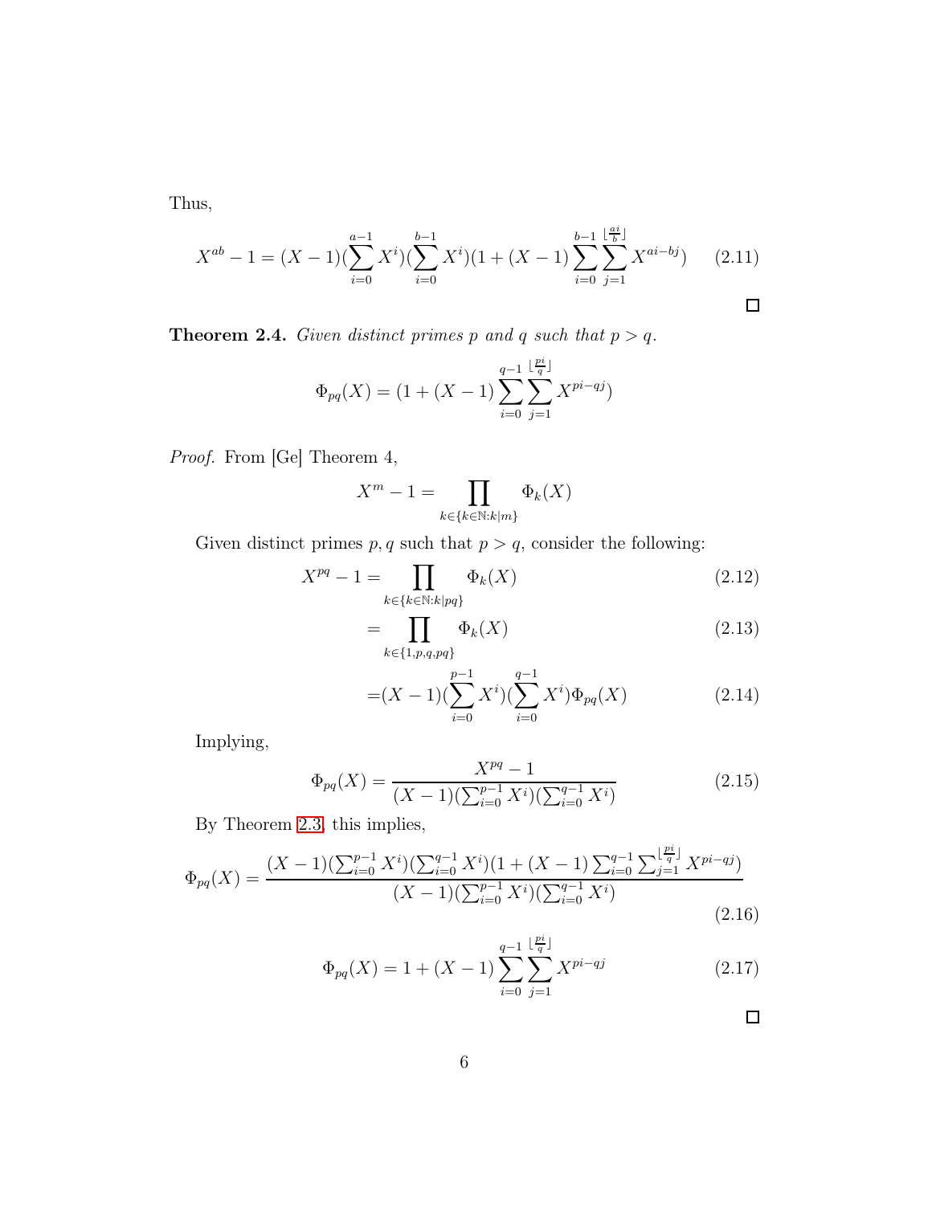Thus,

$$X^{ab} - 1 = (X-1)(\sum_{i=0}^{a-1} X^i)(\sum_{i=0}^{b-1} X^i)(1 + (X-1)\sum_{i=0}^{b-1}\sum_{j=1}^{\lfloor \frac{ai}{b} \rfloor} X^{ai-bj}) \tag{2.11}$$

□

**Theorem 2.4.** *Given distinct primes $p$ and $q$ such that $p > q$.*

$$\Phi_{pq}(X) = (1 + (X-1)\sum_{i=0}^{q-1}\sum_{j=1}^{\lfloor \frac{pi}{q} \rfloor} X^{pi-qj})$$

*Proof.* From [Ge] Theorem 4,

$$X^m - 1 = \prod_{k \in \{k \in \mathbb{N}: k|m\}} \Phi_k(X)$$

Given distinct primes $p, q$ such that $p > q$, consider the following:

$$X^{pq} - 1 = \prod_{k \in \{k \in \mathbb{N}: k|pq\}} \Phi_k(X) \tag{2.12}$$

$$= \prod_{k \in \{1,p,q,pq\}} \Phi_k(X) \tag{2.13}$$

$$= (X-1)(\sum_{i=0}^{p-1} X^i)(\sum_{i=0}^{q-1} X^i)\Phi_{pq}(X) \tag{2.14}$$

Implying,

$$\Phi_{pq}(X) = \frac{X^{pq} - 1}{(X-1)(\sum_{i=0}^{p-1} X^i)(\sum_{i=0}^{q-1} X^i)} \tag{2.15}$$

By Theorem 2.3, this implies,

$$\Phi_{pq}(X) = \frac{(X-1)(\sum_{i=0}^{p-1} X^i)(\sum_{i=0}^{q-1} X^i)(1 + (X-1)\sum_{i=0}^{q-1}\sum_{j=1}^{\lfloor \frac{pi}{q} \rfloor} X^{pi-qj})}{(X-1)(\sum_{i=0}^{p-1} X^i)(\sum_{i=0}^{q-1} X^i)} \tag{2.16}$$

$$\Phi_{pq}(X) = 1 + (X-1)\sum_{i=0}^{q-1}\sum_{j=1}^{\lfloor \frac{pi}{q} \rfloor} X^{pi-qj} \tag{2.17}$$

□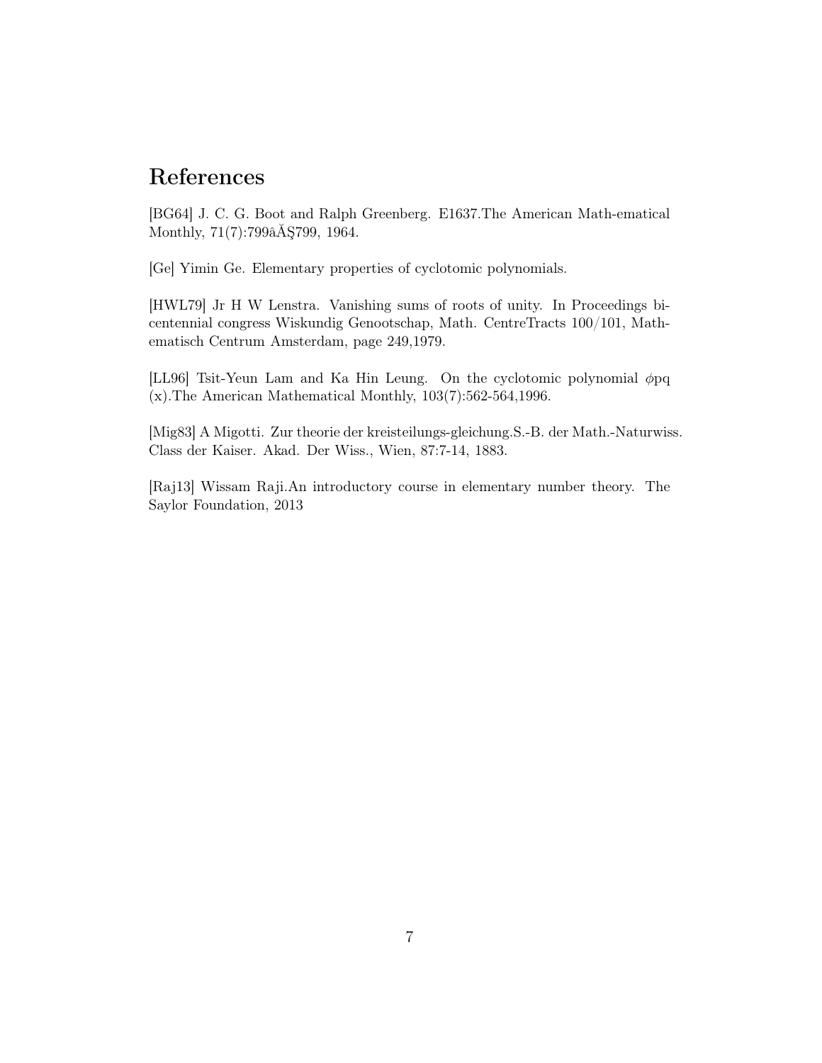## References

[BG64] J. C. G. Boot and Ralph Greenberg. E1637.The American Math-ematical Monthly, 71(7):799âĂŞ799, 1964.

[Ge] Yimin Ge. Elementary properties of cyclotomic polynomials.

[HWL79] Jr H W Lenstra. Vanishing sums of roots of unity. In Proceedings bi-centennial congress Wiskundig Genootschap, Math. CentreTracts 100/101, Mathematisch Centrum Amsterdam, page 249,1979.

[LL96] Tsit-Yeun Lam and Ka Hin Leung. On the cyclotomic polynomial $\phi$pq (x).The American Mathematical Monthly, 103(7):562-564,1996.

[Mig83] A Migotti. Zur theorie der kreisteilungs-gleichung.S.-B. der Math.-Naturwiss. Class der Kaiser. Akad. Der Wiss., Wien, 87:7-14, 1883.

[Raj13] Wissam Raji.An introductory course in elementary number theory. The Saylor Foundation, 2013